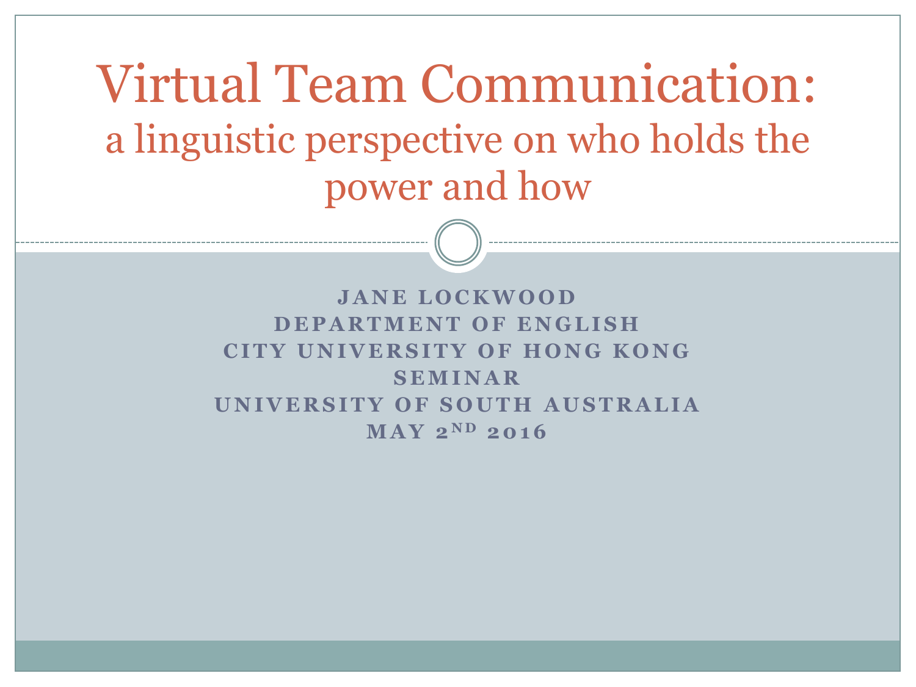# Virtual Team Communication:
## a linguistic perspective on who holds the power and how

**JANE LOCKWOOD**
**DEPARTMENT OF ENGLISH**
**CITY UNIVERSITY OF HONG KONG**
**SEMINAR**
**UNIVERSITY OF SOUTH AUSTRALIA**
**MAY 2ND 2016**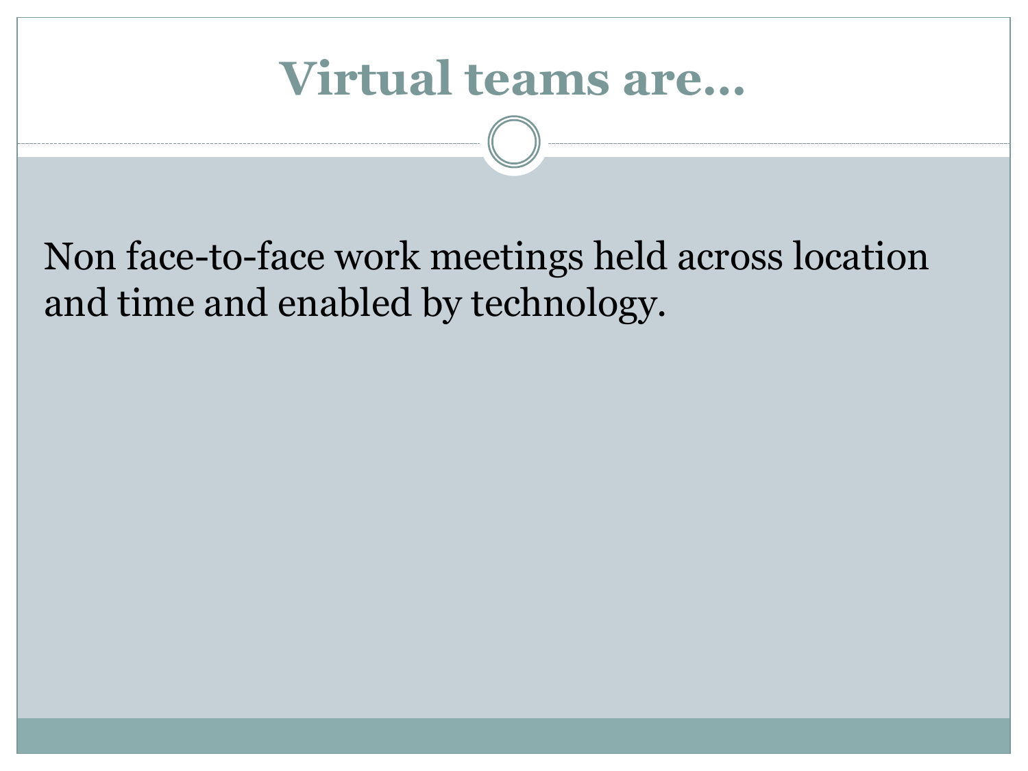# Virtual teams are…

Non face-to-face work meetings held across location and time and enabled by technology.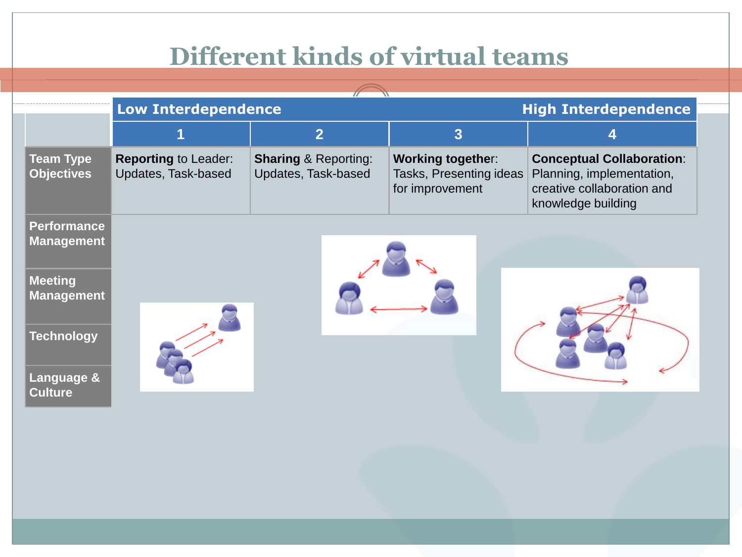# Different kinds of virtual teams

| | Low Interdependence | | | High Interdependence |
|---|---|---|---|---|
| | 1 | 2 | 3 | 4 |
| **Team Type Objectives** | **Reporting** to Leader: Updates, Task-based | **Sharing** & Reporting: Updates, Task-based | **Working together**: Tasks, Presenting ideas for improvement | **Conceptual Collaboration**: Planning, implementation, creative collaboration and knowledge building |
| **Performance Management** | | | | |
| **Meeting Management** | | | | |
| **Technology** | | | | |
| **Language & Culture** | | | | |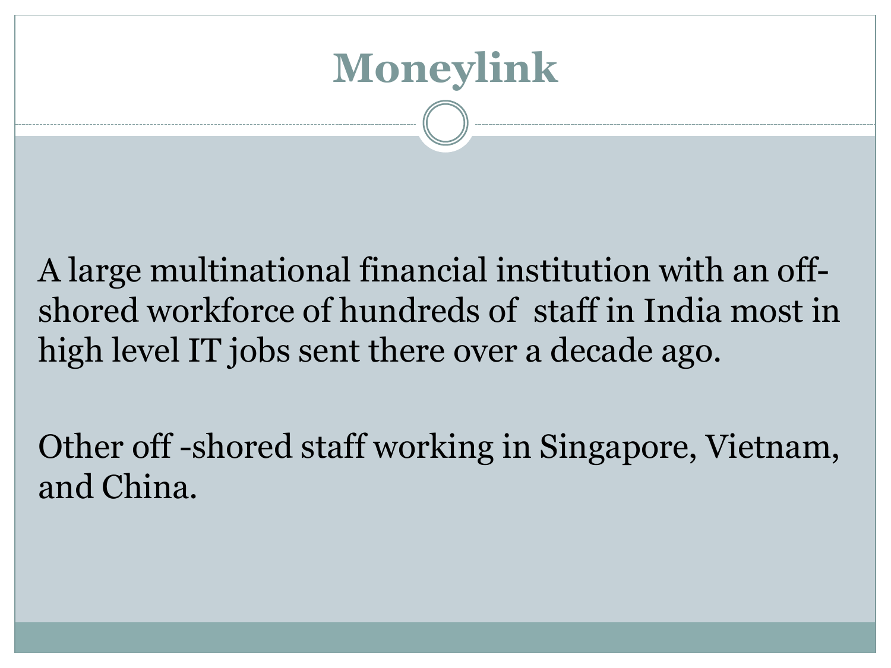# Moneylink

A large multinational financial institution with an off-shored workforce of hundreds of staff in India most in high level IT jobs sent there over a decade ago.

Other off -shored staff working in Singapore, Vietnam, and China.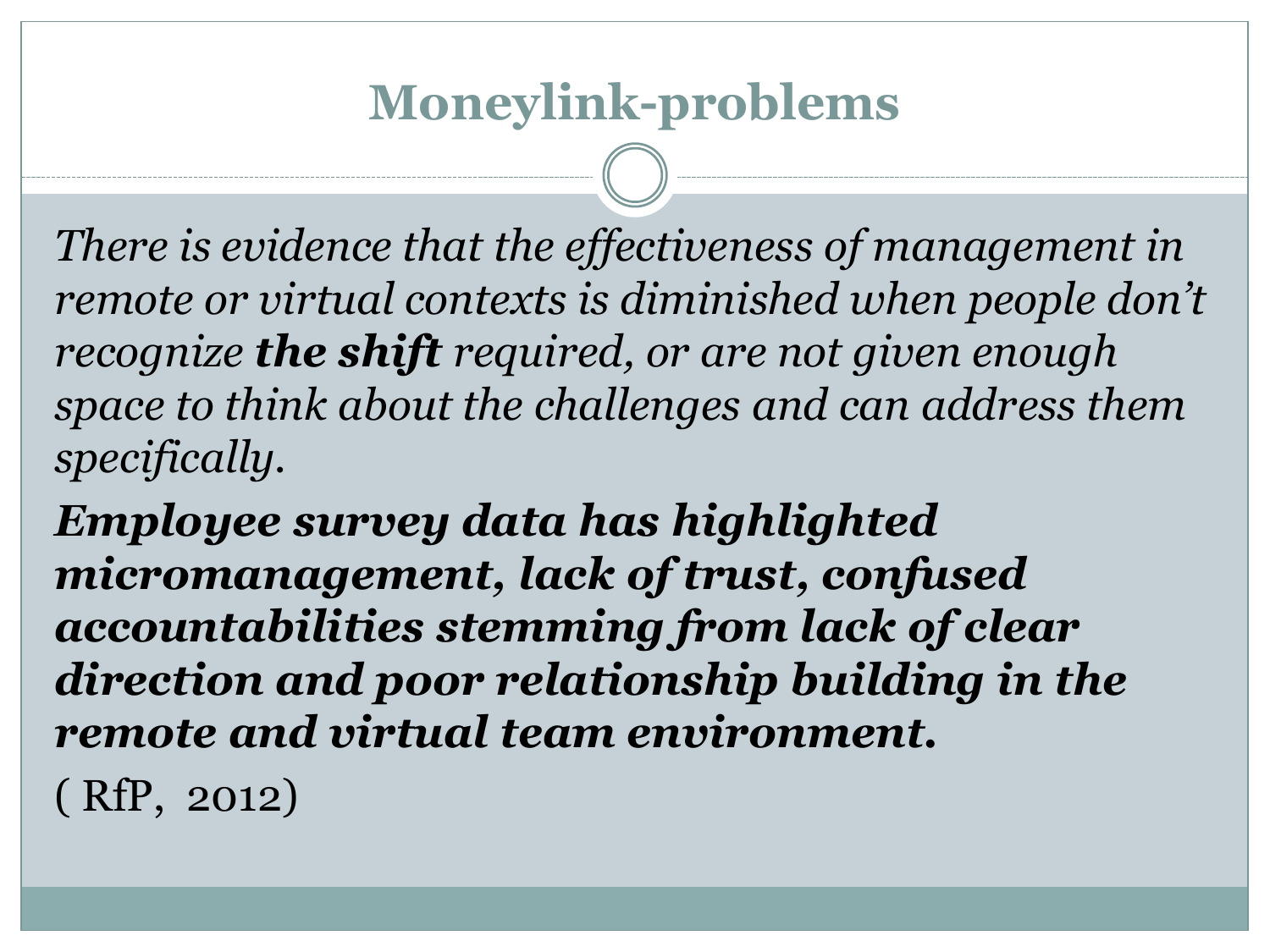# Moneylink-problems

*There is evidence that the effectiveness of management in remote or virtual contexts is diminished when people don't recognize* ***the shift*** *required, or are not given enough space to think about the challenges and can address them specifically.*

***Employee survey data has highlighted micromanagement, lack of trust, confused accountabilities stemming from lack of clear direction and poor relationship building in the remote and virtual team environment.***

( RfP, 2012)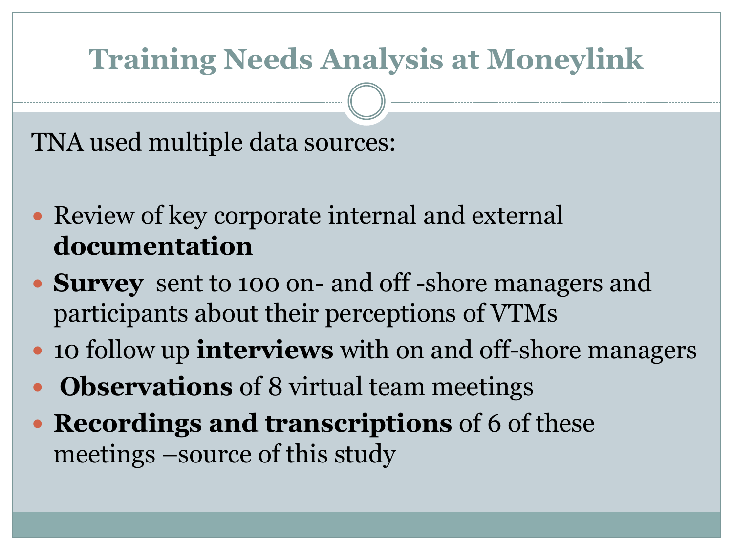# Training Needs Analysis at Moneylink

TNA used multiple data sources:

- Review of key corporate internal and external **documentation**
- **Survey** sent to 100 on- and off -shore managers and participants about their perceptions of VTMs
- 10 follow up **interviews** with on and off-shore managers
- **Observations** of 8 virtual team meetings
- **Recordings and transcriptions** of 6 of these meetings –source of this study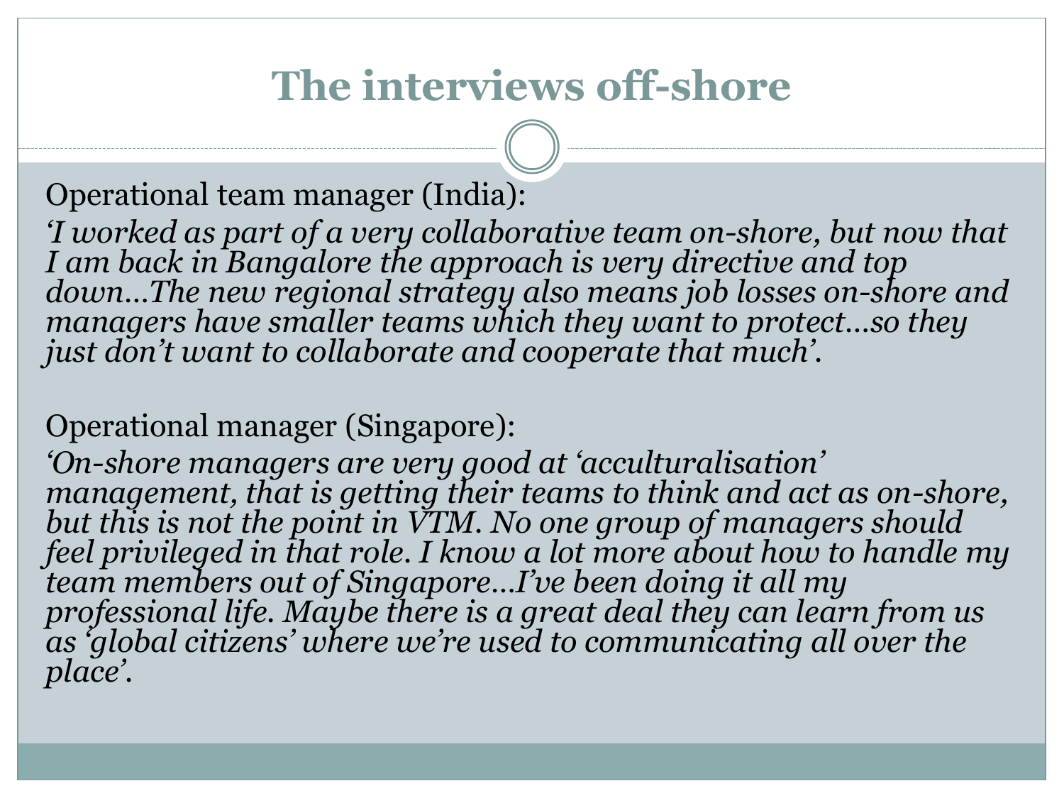# The interviews off-shore

Operational team manager (India):

*‘I worked as part of a very collaborative team on-shore, but now that I am back in Bangalore the approach is very directive and top down…The new regional strategy also means job losses on-shore and managers have smaller teams which they want to protect…so they just don’t want to collaborate and cooperate that much’.*

Operational manager (Singapore):

*‘On-shore managers are very good at ‘acculturalisation’ management, that is getting their teams to think and act as on-shore, but this is not the point in VTM. No one group of managers should feel privileged in that role. I know a lot more about how to handle my team members out of Singapore…I’ve been doing it all my professional life. Maybe there is a great deal they can learn from us as ‘global citizens’ where we’re used to communicating all over the place’.*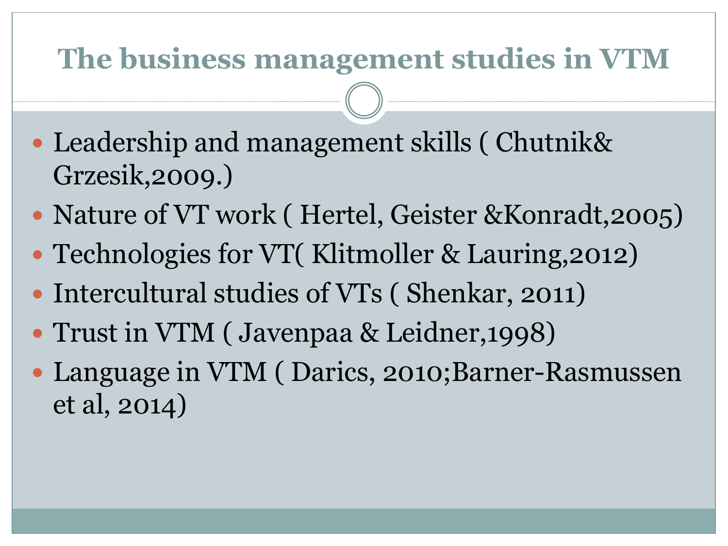# The business management studies in VTM

- Leadership and management skills ( Chutnik& Grzesik,2009.)
- Nature of VT work ( Hertel, Geister &Konradt,2005)
- Technologies for VT( Klitmoller & Lauring,2012)
- Intercultural studies of VTs ( Shenkar, 2011)
- Trust in VTM ( Javenpaa & Leidner,1998)
- Language in VTM ( Darics, 2010;Barner-Rasmussen et al, 2014)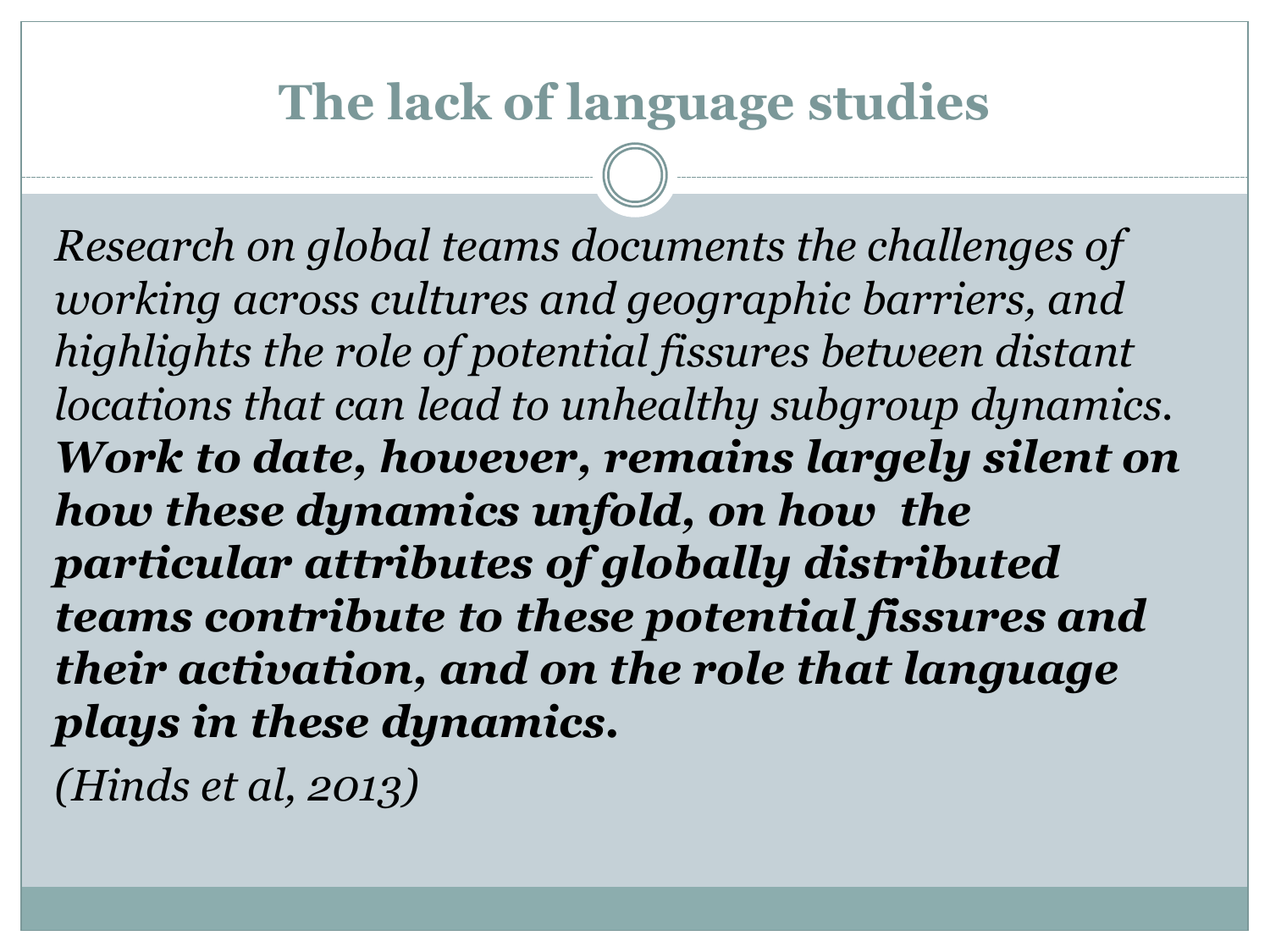# The lack of language studies

*Research on global teams documents the challenges of working across cultures and geographic barriers, and highlights the role of potential fissures between distant locations that can lead to unhealthy subgroup dynamics.* ***Work to date, however, remains largely silent on how these dynamics unfold, on how the particular attributes of globally distributed teams contribute to these potential fissures and their activation, and on the role that language plays in these dynamics.***

*(Hinds et al, 2013)*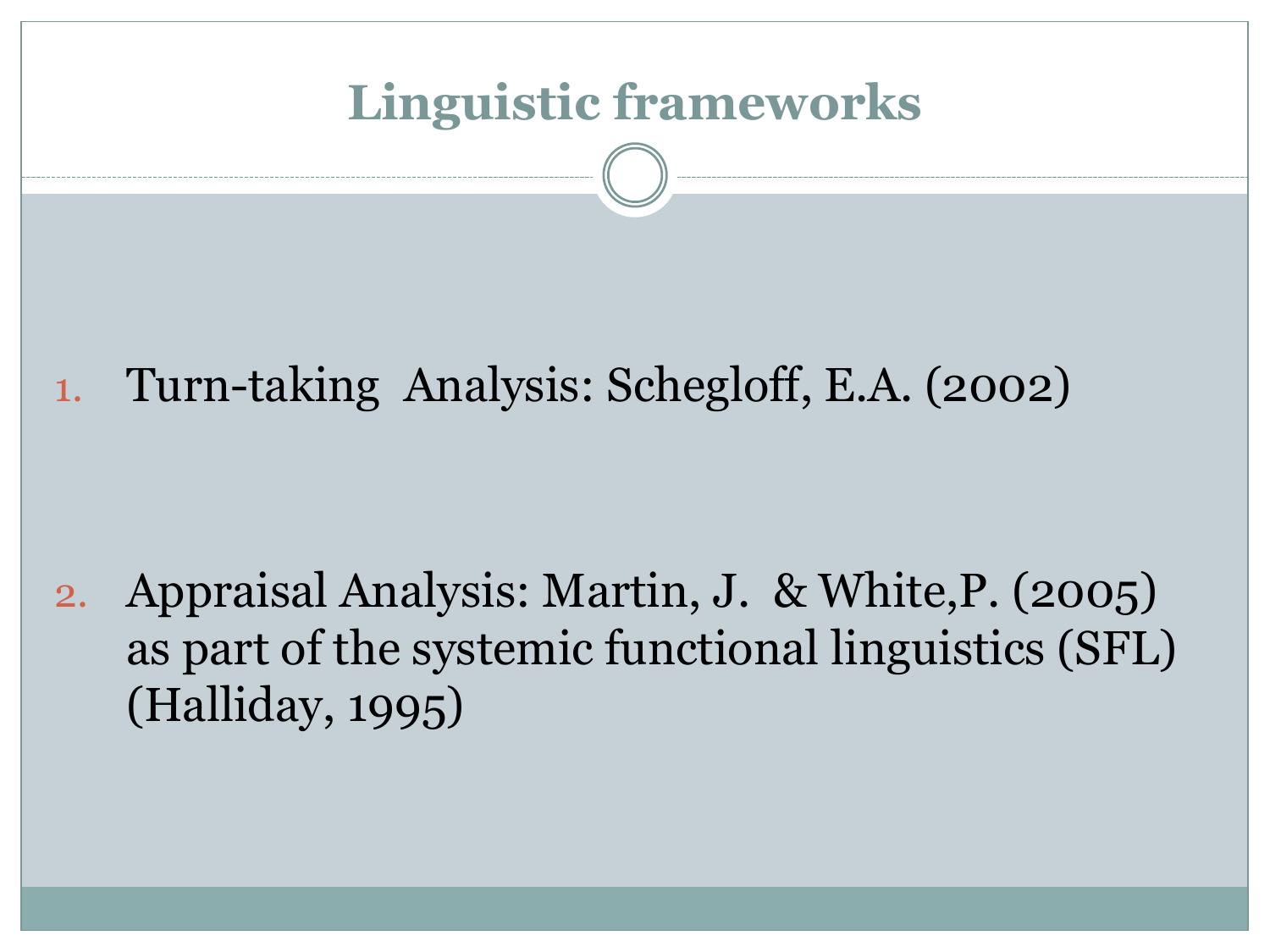# Linguistic frameworks

1. Turn-taking  Analysis: Schegloff, E.A. (2002)

2. Appraisal Analysis: Martin, J.  & White,P. (2005) as part of the systemic functional linguistics (SFL) (Halliday, 1995)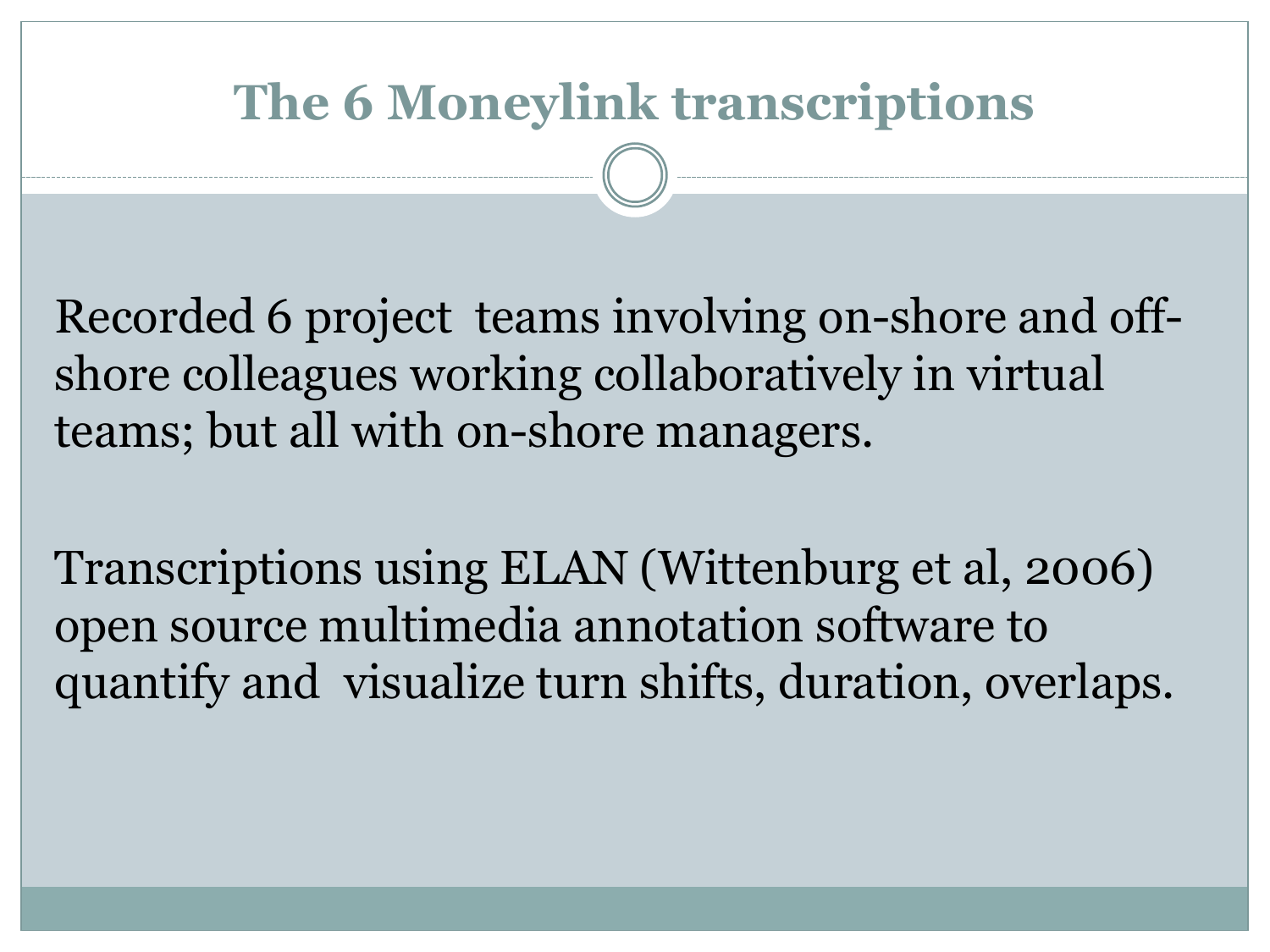# The 6 Moneylink transcriptions

Recorded 6 project teams involving on-shore and off-shore colleagues working collaboratively in virtual teams; but all with on-shore managers.

Transcriptions using ELAN (Wittenburg et al, 2006) open source multimedia annotation software to quantify and visualize turn shifts, duration, overlaps.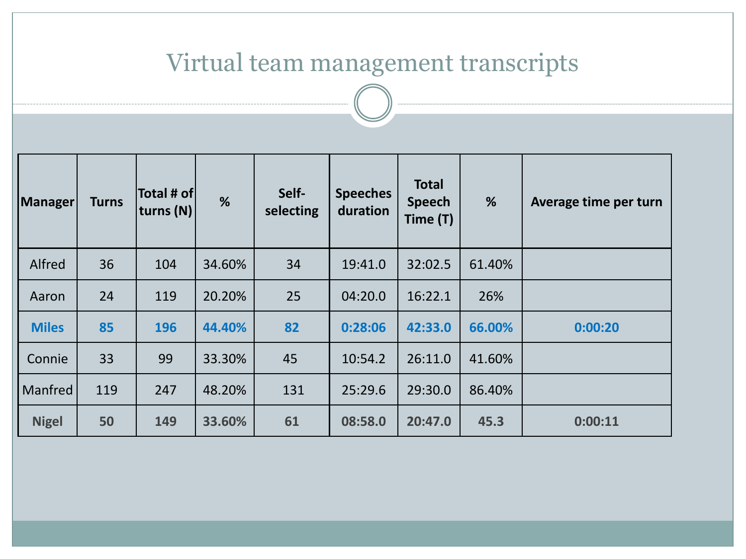# Virtual team management transcripts

| Manager | Turns | Total # of turns (N) | % | Self-selecting | Speeches duration | Total Speech Time (T) | % | Average time per turn |
|---|---|---|---|---|---|---|---|---|
| Alfred | 36 | 104 | 34.60% | 34 | 19:41.0 | 32:02.5 | 61.40% | |
| Aaron | 24 | 119 | 20.20% | 25 | 04:20.0 | 16:22.1 | 26% | |
| **Miles** | **85** | **196** | **44.40%** | **82** | **0:28:06** | **42:33.0** | **66.00%** | **0:00:20** |
| Connie | 33 | 99 | 33.30% | 45 | 10:54.2 | 26:11.0 | 41.60% | |
| Manfred | 119 | 247 | 48.20% | 131 | 25:29.6 | 29:30.0 | 86.40% | |
| **Nigel** | **50** | **149** | **33.60%** | **61** | **08:58.0** | **20:47.0** | **45.3** | **0:00:11** |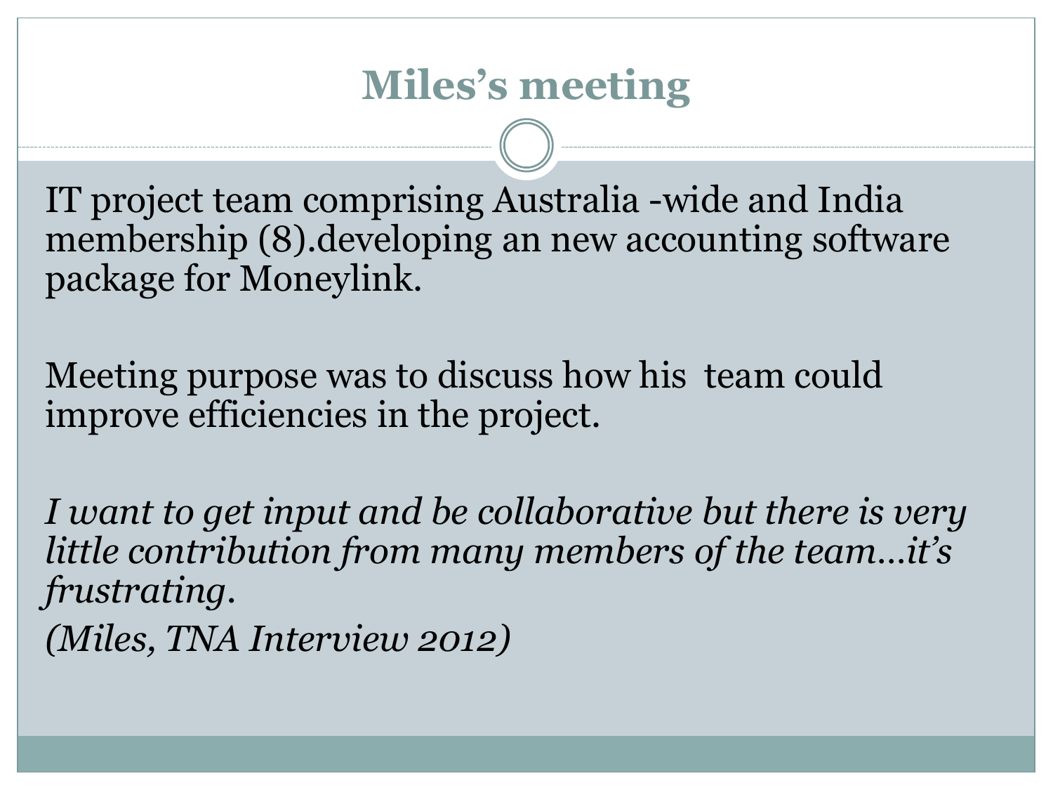# Miles's meeting

IT project team comprising Australia -wide and India membership (8).developing an new accounting software package for Moneylink.

Meeting purpose was to discuss how his team could improve efficiencies in the project.

*I want to get input and be collaborative but there is very little contribution from many members of the team…it's frustrating.*

*(Miles, TNA Interview 2012)*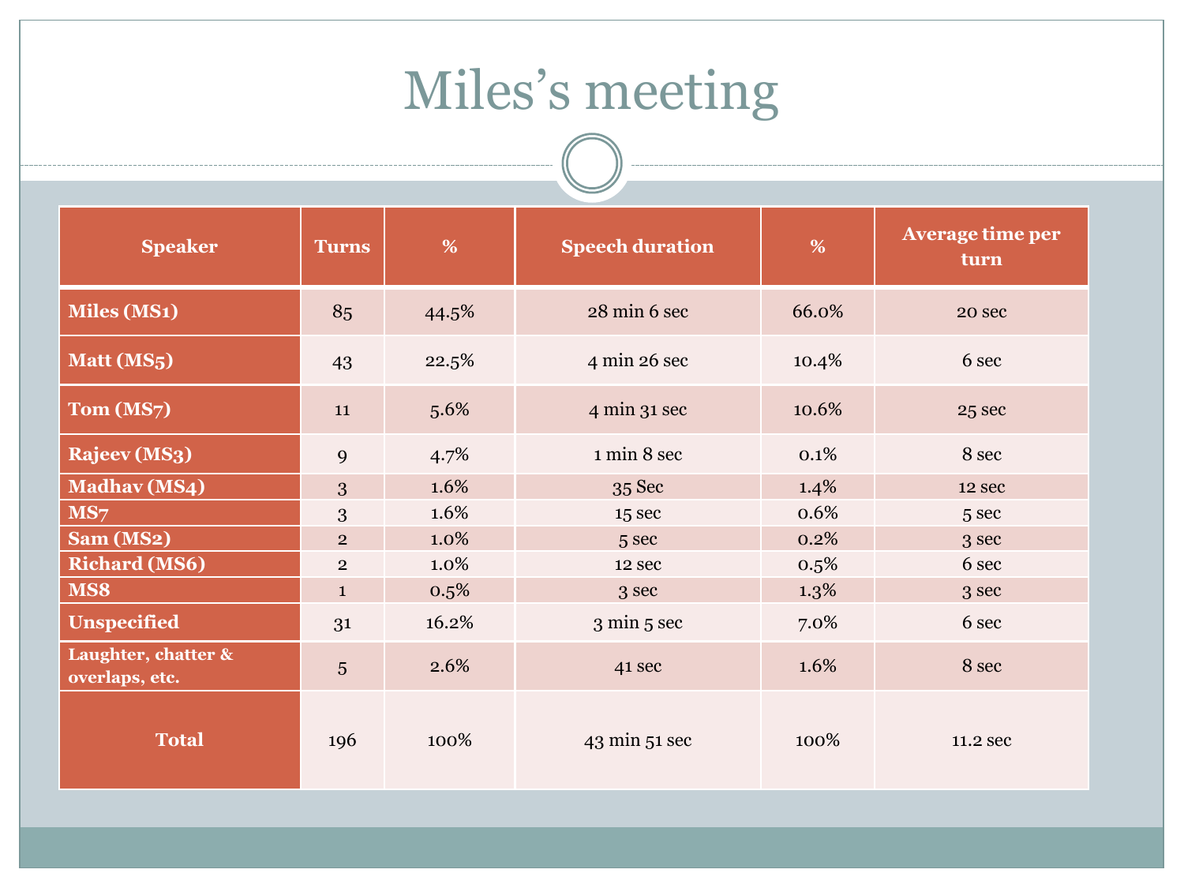# Miles's meeting

| Speaker | Turns | % | Speech duration | % | Average time per turn |
|---|---|---|---|---|---|
| **Miles (MS1)** | 85 | 44.5% | 28 min 6 sec | 66.0% | 20 sec |
| **Matt (MS5)** | 43 | 22.5% | 4 min 26 sec | 10.4% | 6 sec |
| **Tom (MS7)** | 11 | 5.6% | 4 min 31 sec | 10.6% | 25 sec |
| **Rajeev (MS3)** | 9 | 4.7% | 1 min 8 sec | 0.1% | 8 sec |
| **Madhav (MS4)** | 3 | 1.6% | 35 Sec | 1.4% | 12 sec |
| **MS7** | 3 | 1.6% | 15 sec | 0.6% | 5 sec |
| **Sam (MS2)** | 2 | 1.0% | 5 sec | 0.2% | 3 sec |
| **Richard (MS6)** | 2 | 1.0% | 12 sec | 0.5% | 6 sec |
| **MS8** | 1 | 0.5% | 3 sec | 1.3% | 3 sec |
| **Unspecified** | 31 | 16.2% | 3 min 5 sec | 7.0% | 6 sec |
| **Laughter, chatter & overlaps, etc.** | 5 | 2.6% | 41 sec | 1.6% | 8 sec |
| **Total** | 196 | 100% | 43 min 51 sec | 100% | 11.2 sec |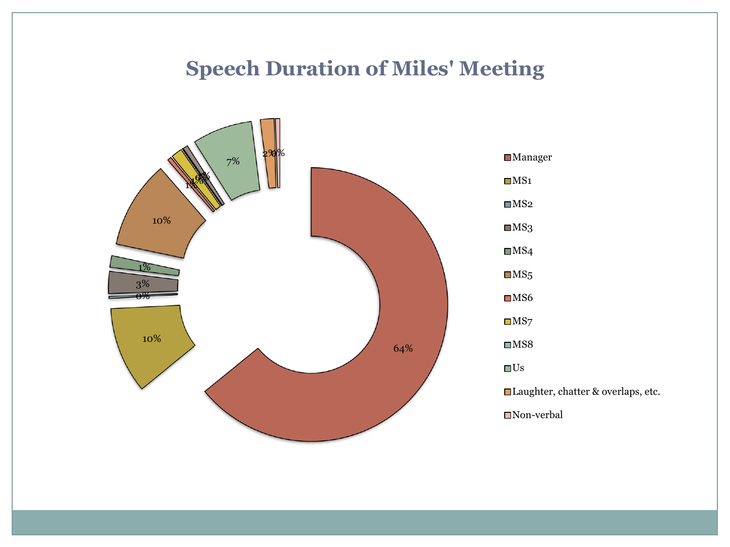# Speech Duration of Miles' Meeting

| Speaker | Percentage |
| --- | --- |
| Manager | 64% |
| MS1 | 10% |
| MS2 | 0% |
| MS3 | 3% |
| MS4 | 1% |
| MS5 | 10% |
| MS6 | 1% |
| MS7 | 1% |
| MS8 | 0% |
| Us | 7% |
| Laughter, chatter & overlaps, etc. | 2% |
| Non-verbal | 0% |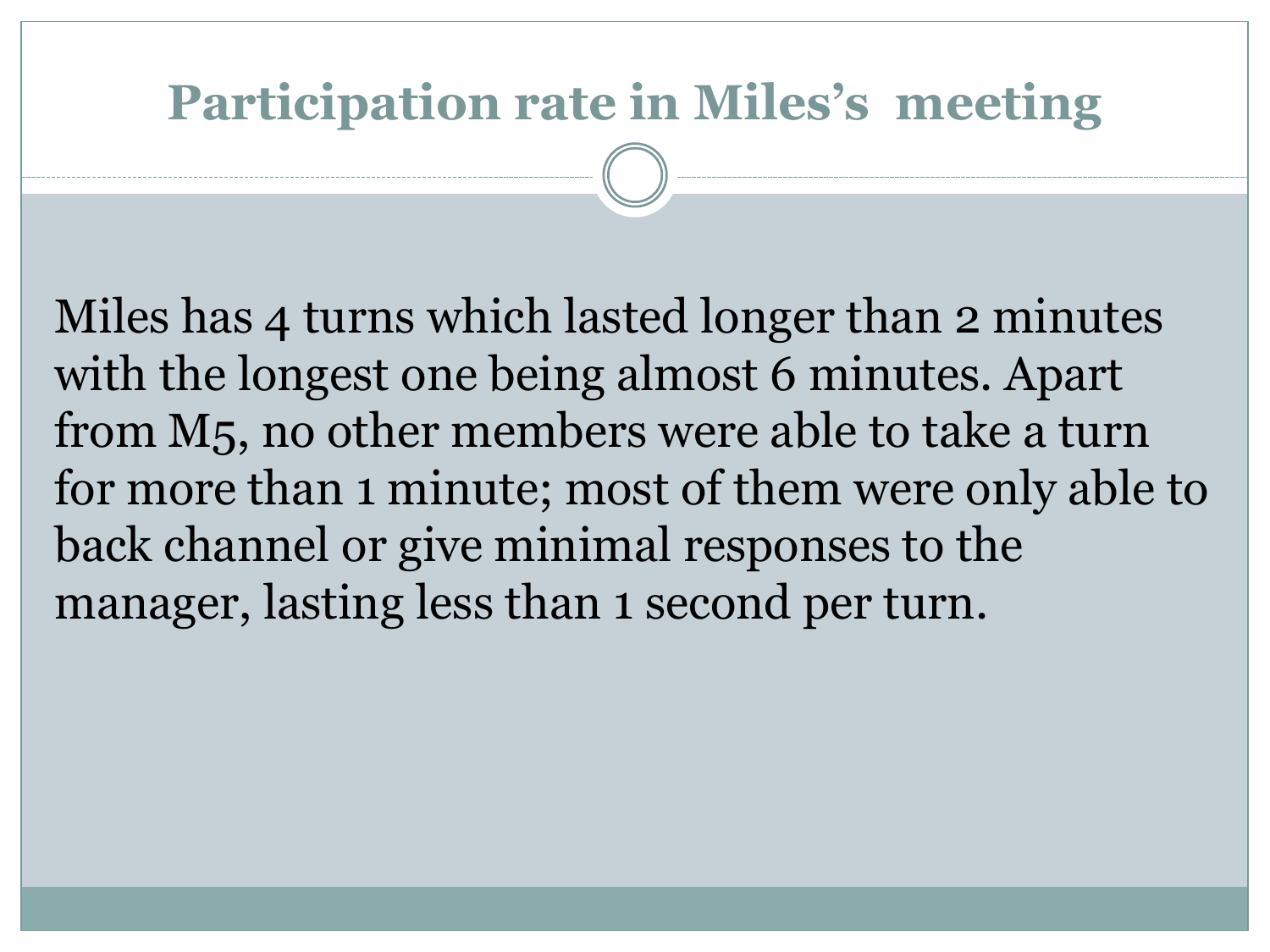# Participation rate in Miles's meeting

Miles has 4 turns which lasted longer than 2 minutes with the longest one being almost 6 minutes. Apart from M5, no other members were able to take a turn for more than 1 minute; most of them were only able to back channel or give minimal responses to the manager, lasting less than 1 second per turn.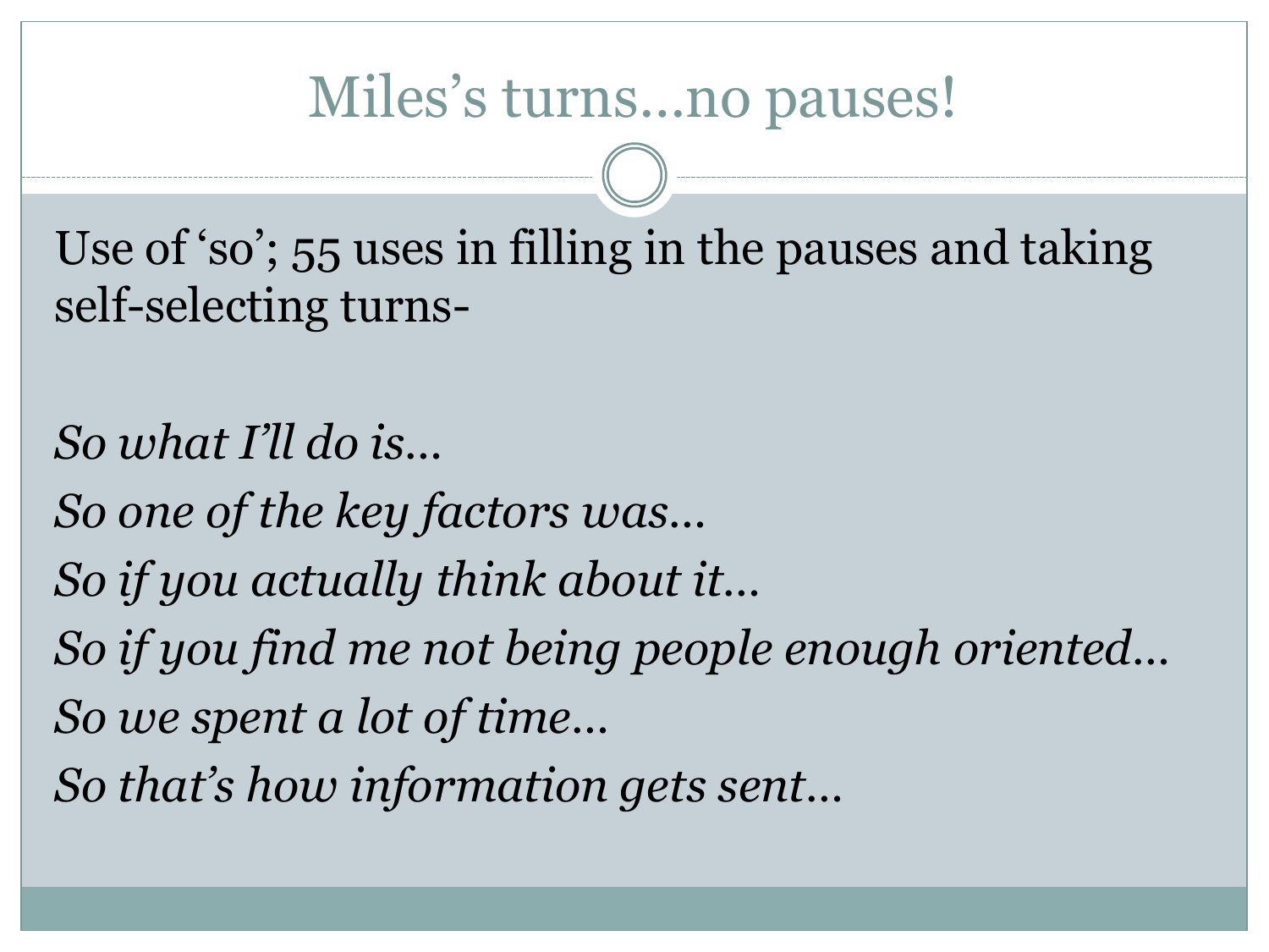# Miles's turns…no pauses!

Use of 'so'; 55 uses in filling in the pauses and taking self-selecting turns-

*So what I'll do is…*

*So one of the key factors was…*

*So if you actually think about it…*

*So if you find me not being people enough oriented…*

*So we spent a lot of time…*

*So that's how information gets sent…*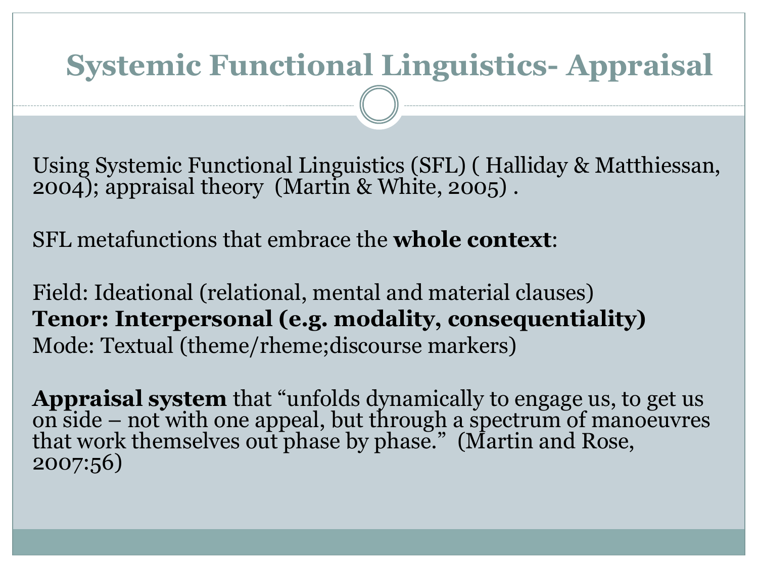# Systemic Functional Linguistics- Appraisal

Using Systemic Functional Linguistics (SFL) ( Halliday & Matthiessan, 2004); appraisal theory (Martin & White, 2005) .

SFL metafunctions that embrace the **whole context**:

Field: Ideational (relational, mental and material clauses)
**Tenor: Interpersonal (e.g. modality, consequentiality)**
Mode: Textual (theme/rheme;discourse markers)

**Appraisal system** that "unfolds dynamically to engage us, to get us on side – not with one appeal, but through a spectrum of manoeuvres that work themselves out phase by phase." (Martin and Rose, 2007:56)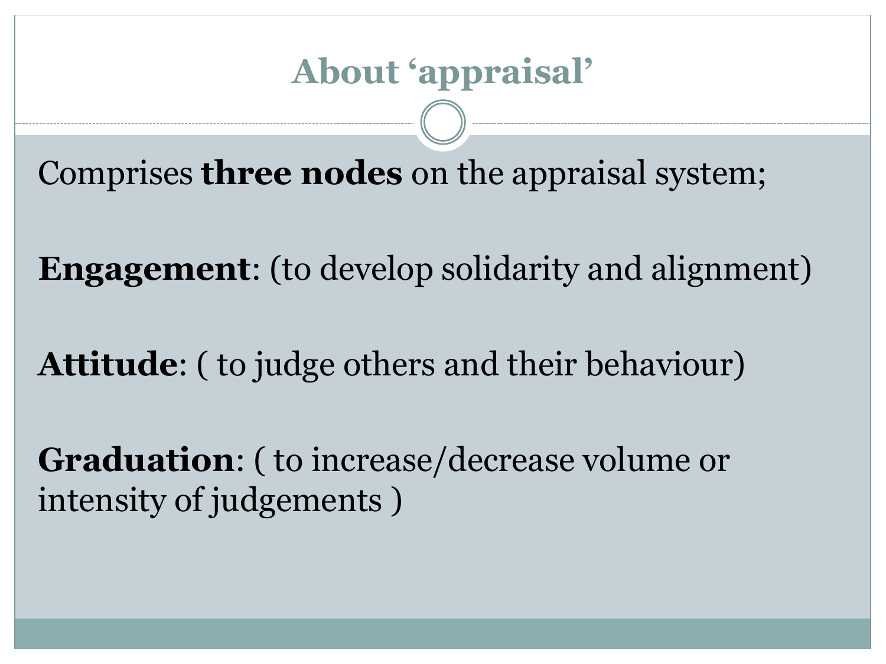# About 'appraisal'

Comprises **three nodes** on the appraisal system;

**Engagement**: (to develop solidarity and alignment)

**Attitude**: ( to judge others and their behaviour)

**Graduation**: ( to increase/decrease volume or intensity of judgements )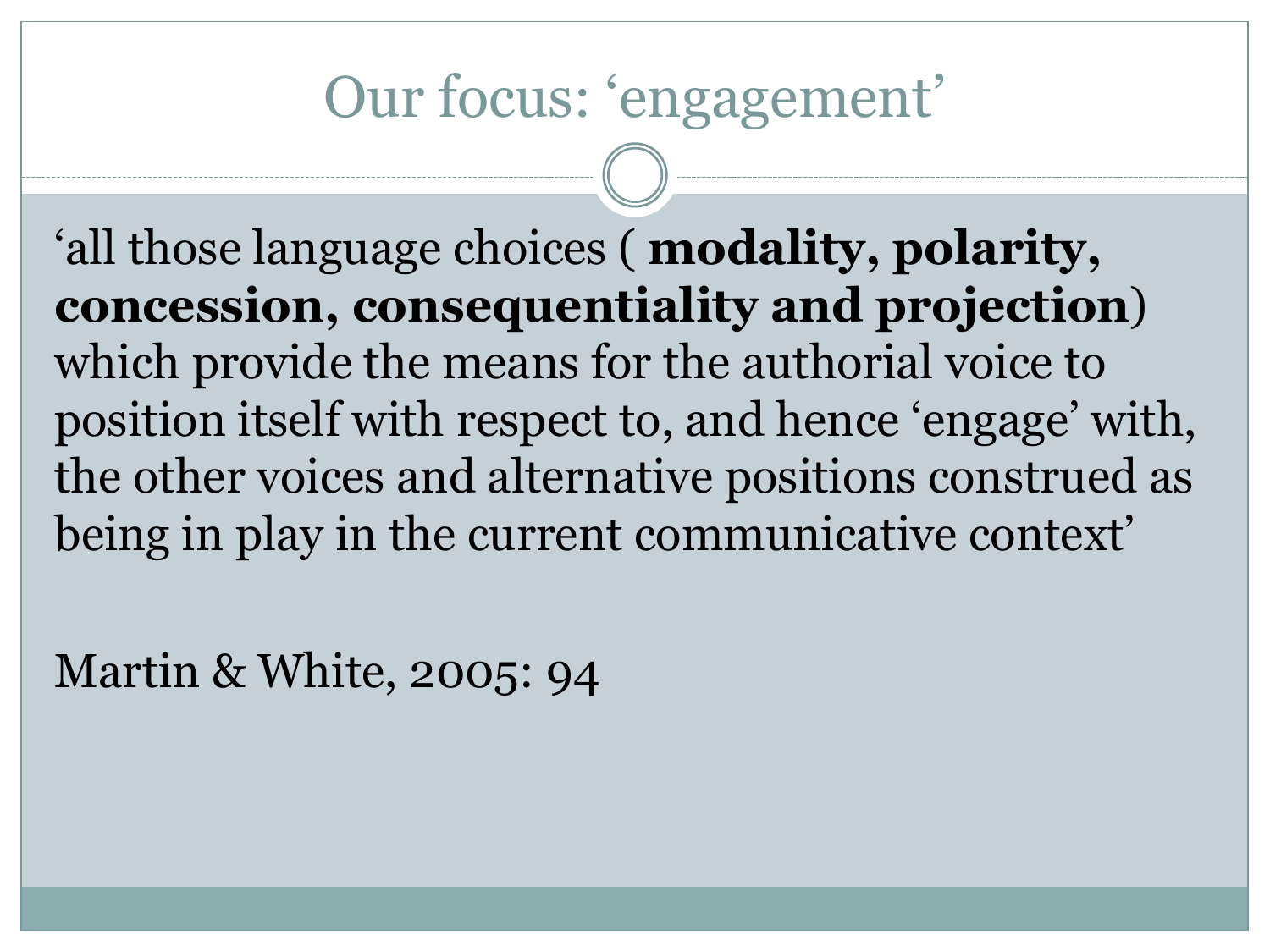# Our focus: 'engagement'

'all those language choices ( **modality, polarity, concession, consequentiality and projection**) which provide the means for the authorial voice to position itself with respect to, and hence 'engage' with, the other voices and alternative positions construed as being in play in the current communicative context'

Martin & White, 2005: 94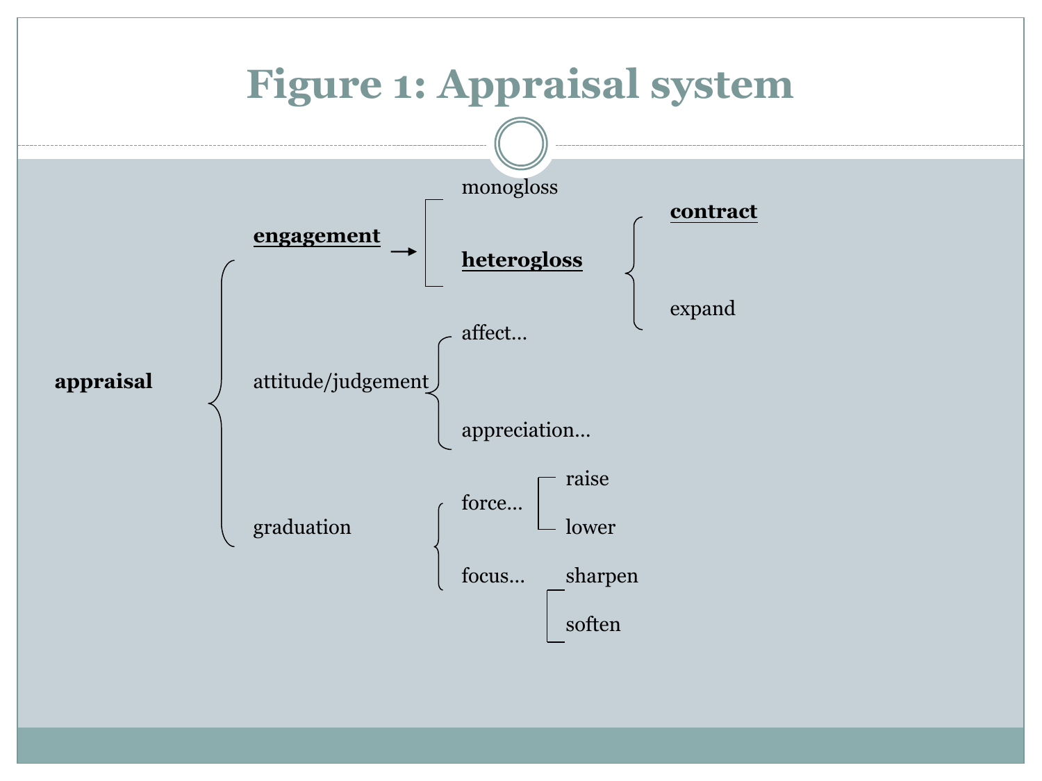# Figure 1: Appraisal system

- **appraisal**
  - **engagement** →
    - monogloss
    - **heterogloss**
      - **contract**
      - expand
  - attitude/judgement
    - affect…
    - appreciation…
  - graduation
    - force…
      - raise
      - lower
    - focus…
      - sharpen
      - soften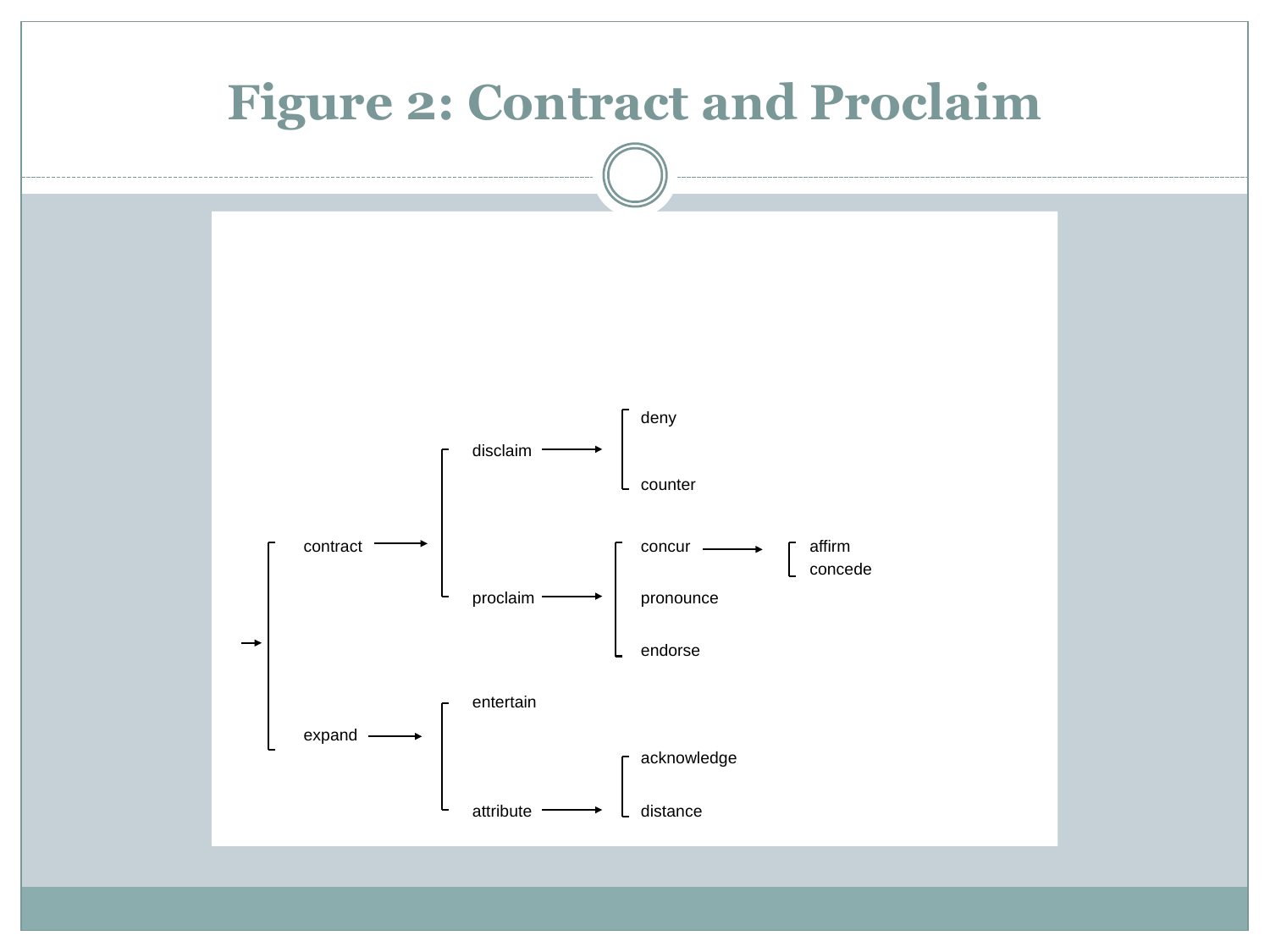# Figure 2: Contract and Proclaim

- contract →
  - disclaim →
    - deny
    - counter
  - proclaim →
    - concur →
      - affirm
      - concede
    - pronounce
    - endorse
- expand →
  - entertain
  - attribute →
    - acknowledge
    - distance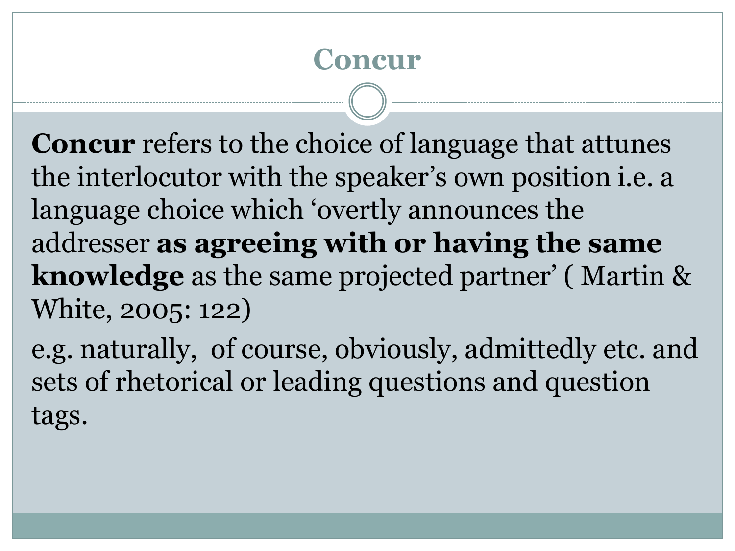# Concur

**Concur** refers to the choice of language that attunes the interlocutor with the speaker's own position i.e. a language choice which 'overtly announces the addresser **as agreeing with or having the same knowledge** as the same projected partner' ( Martin & White, 2005: 122)

e.g. naturally, of course, obviously, admittedly etc. and sets of rhetorical or leading questions and question tags.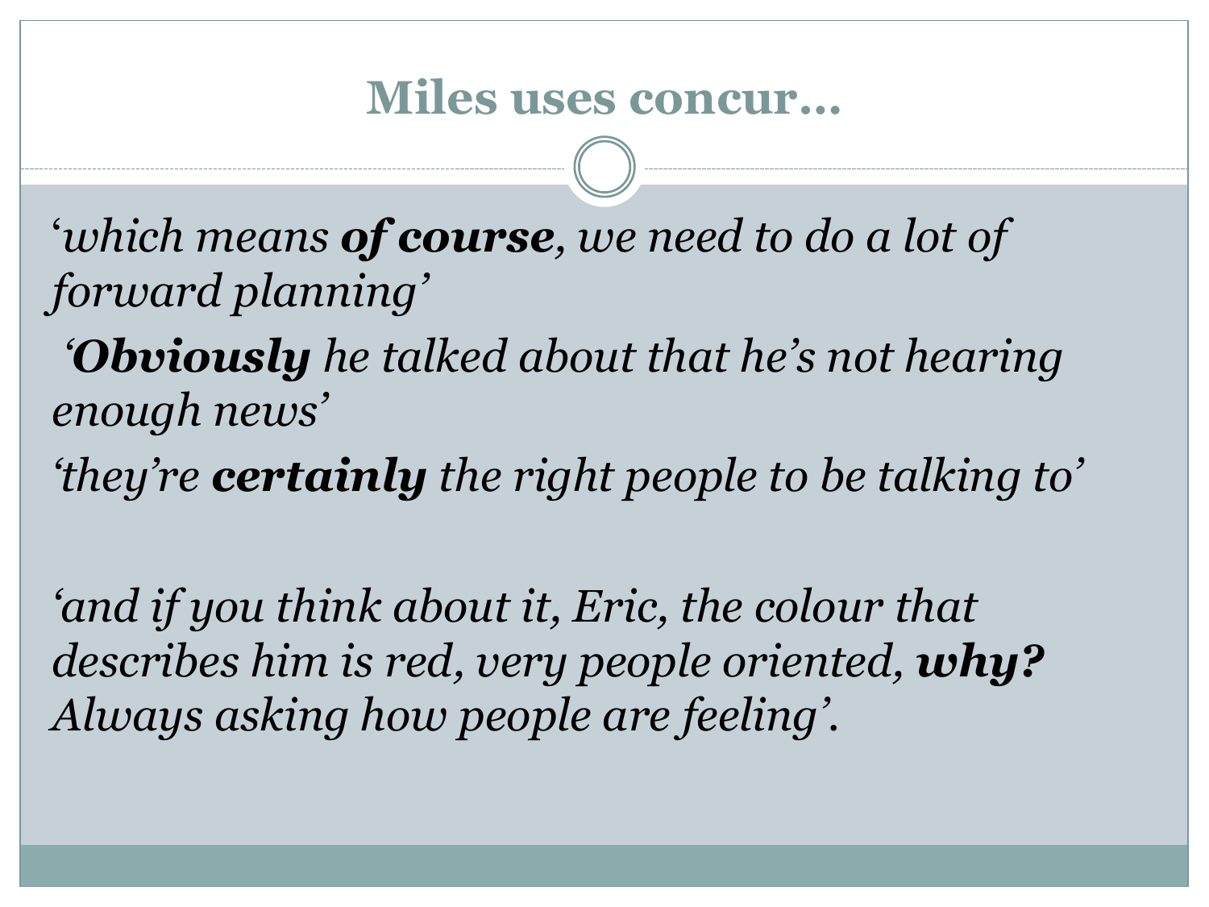# Miles uses concur…

'*which means **of course**, we need to do a lot of forward planning*'

'***Obviously** he talked about that he's not hearing enough news*'

'*they're **certainly** the right people to be talking to*'

'*and if you think about it, Eric, the colour that describes him is red, very people oriented, **why?** Always asking how people are feeling*'.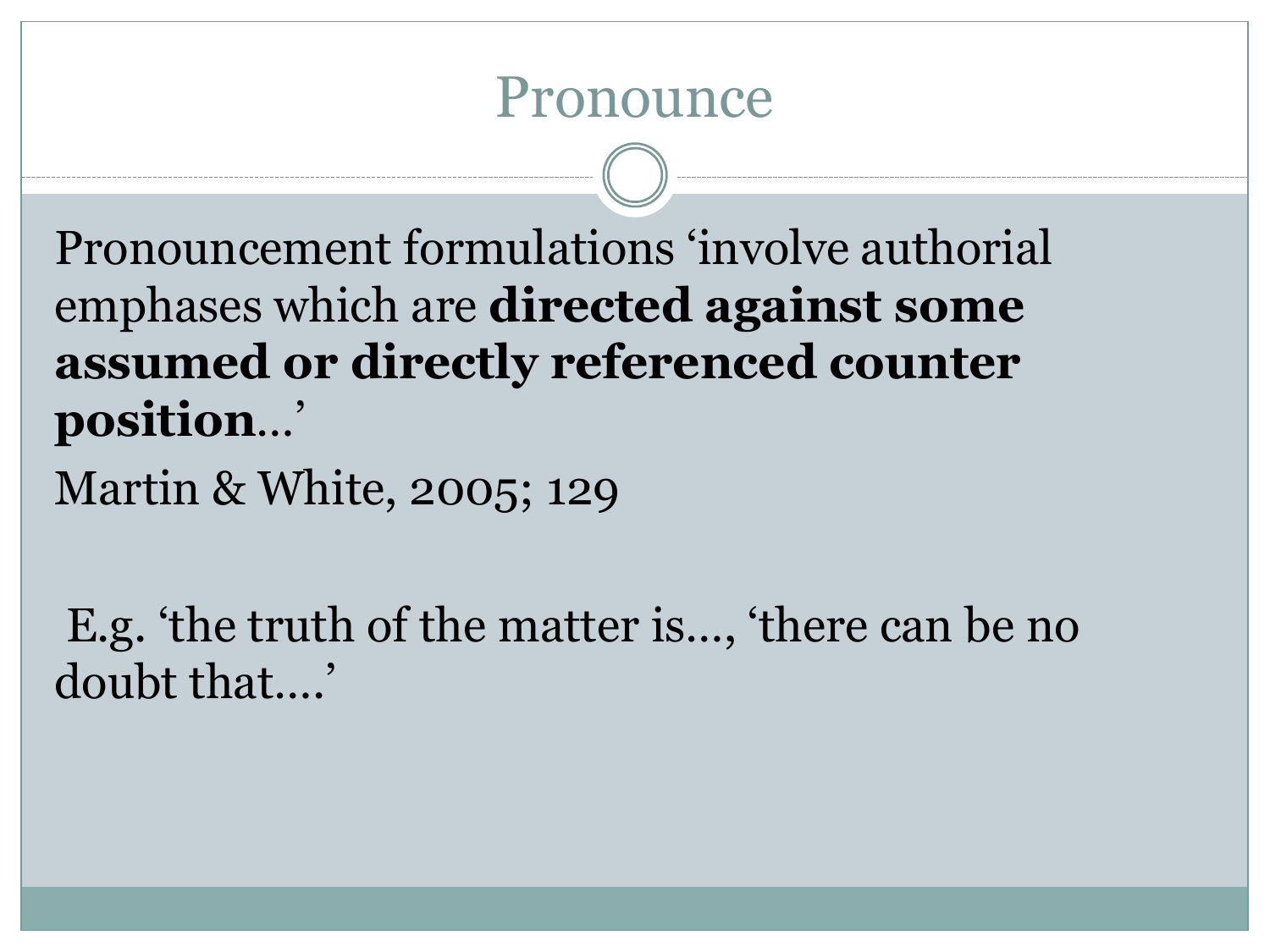# Pronounce

Pronouncement formulations 'involve authorial emphases which are **directed against some assumed or directly referenced counter position**...'

Martin & White, 2005; 129

E.g. 'the truth of the matter is..., 'there can be no doubt that....'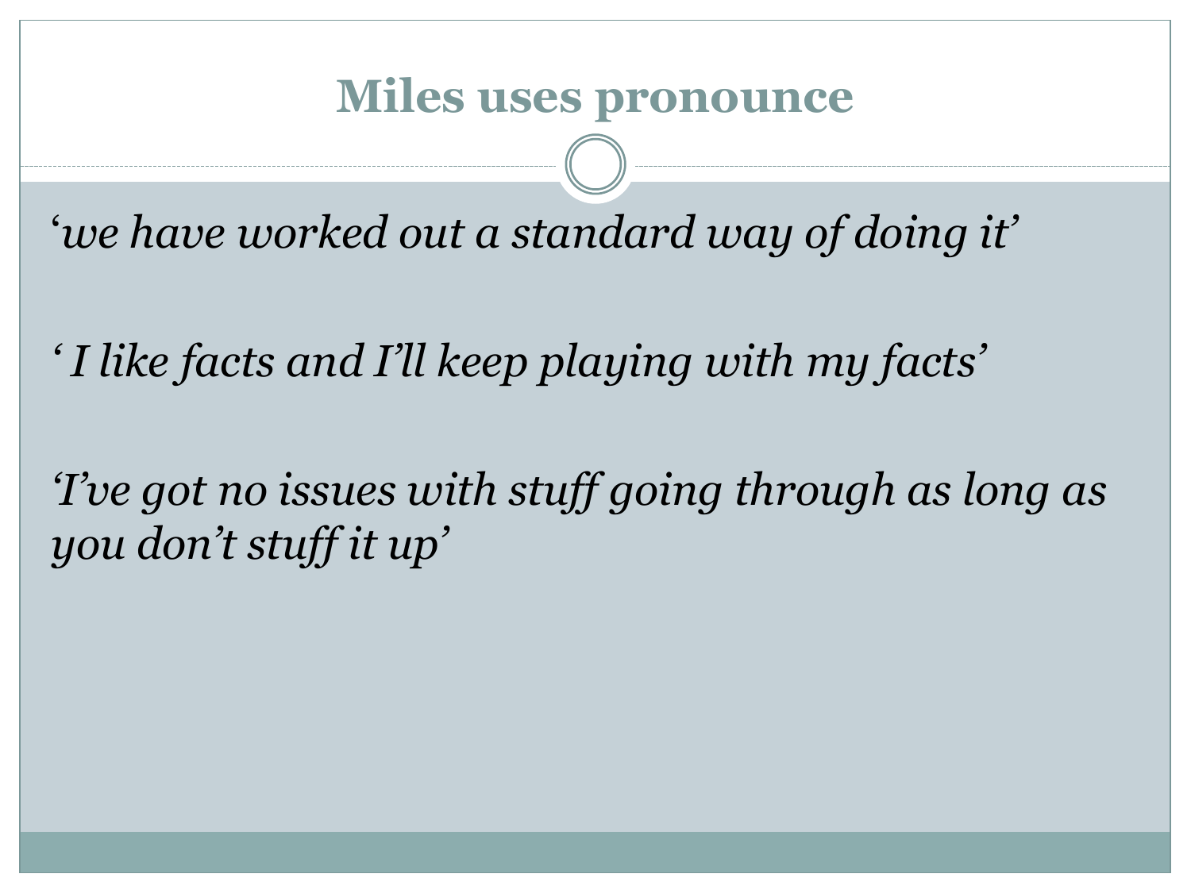# Miles uses pronounce

*'we have worked out a standard way of doing it'*

*' I like facts and I'll keep playing with my facts'*

*'I've got no issues with stuff going through as long as you don't stuff it up'*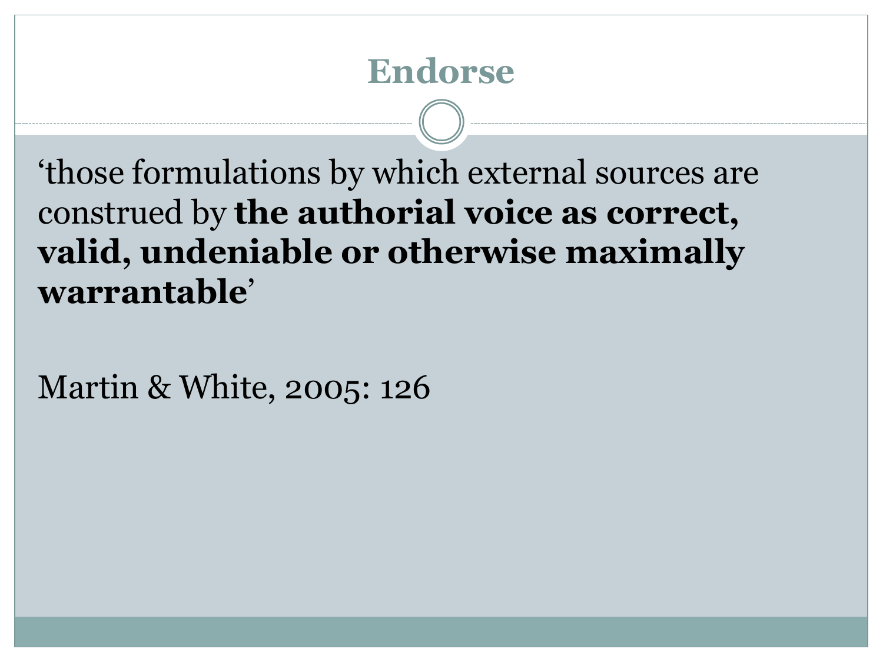# Endorse

‘those formulations by which external sources are construed by **the authorial voice as correct, valid, undeniable or otherwise maximally warrantable**’

Martin & White, 2005: 126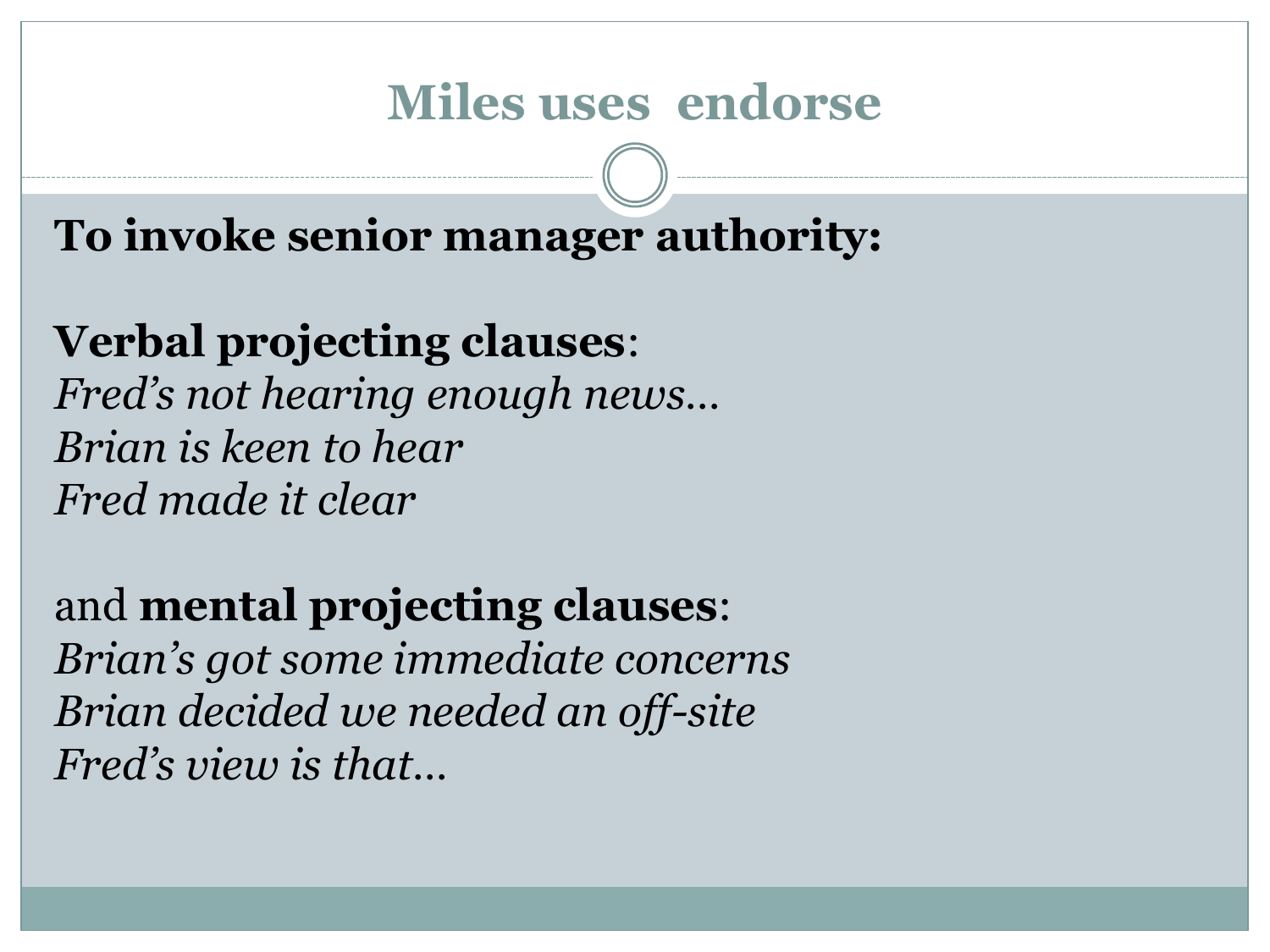# Miles uses endorse

**To invoke senior manager authority:**

**Verbal projecting clauses**:

*Fred's not hearing enough news…*
*Brian is keen to hear*
*Fred made it clear*

and **mental projecting clauses**:

*Brian's got some immediate concerns*
*Brian decided we needed an off-site*
*Fred's view is that…*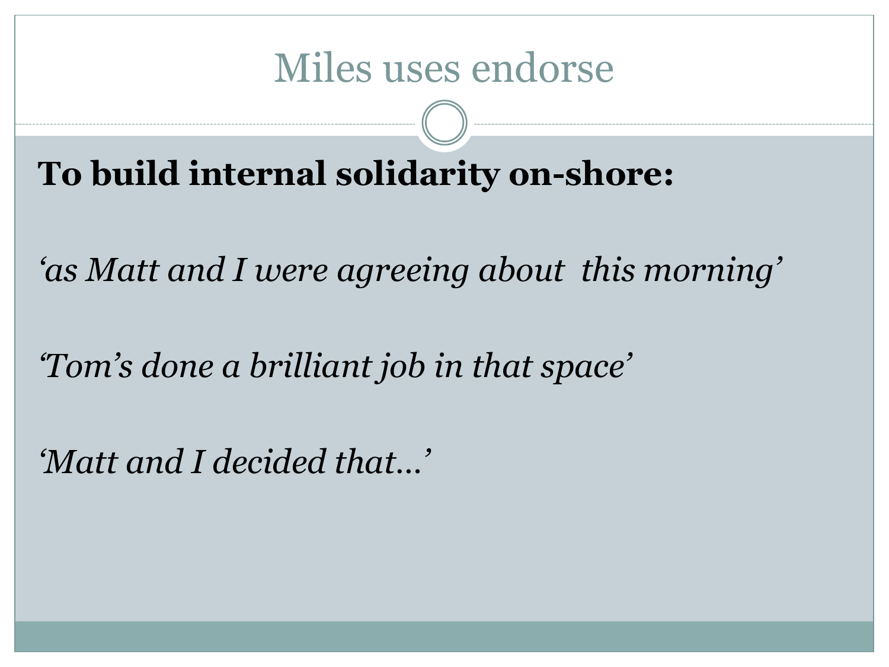# Miles uses endorse

**To build internal solidarity on-shore:**

*'as Matt and I were agreeing about this morning'*

*'Tom's done a brilliant job in that space'*

*'Matt and I decided that…'*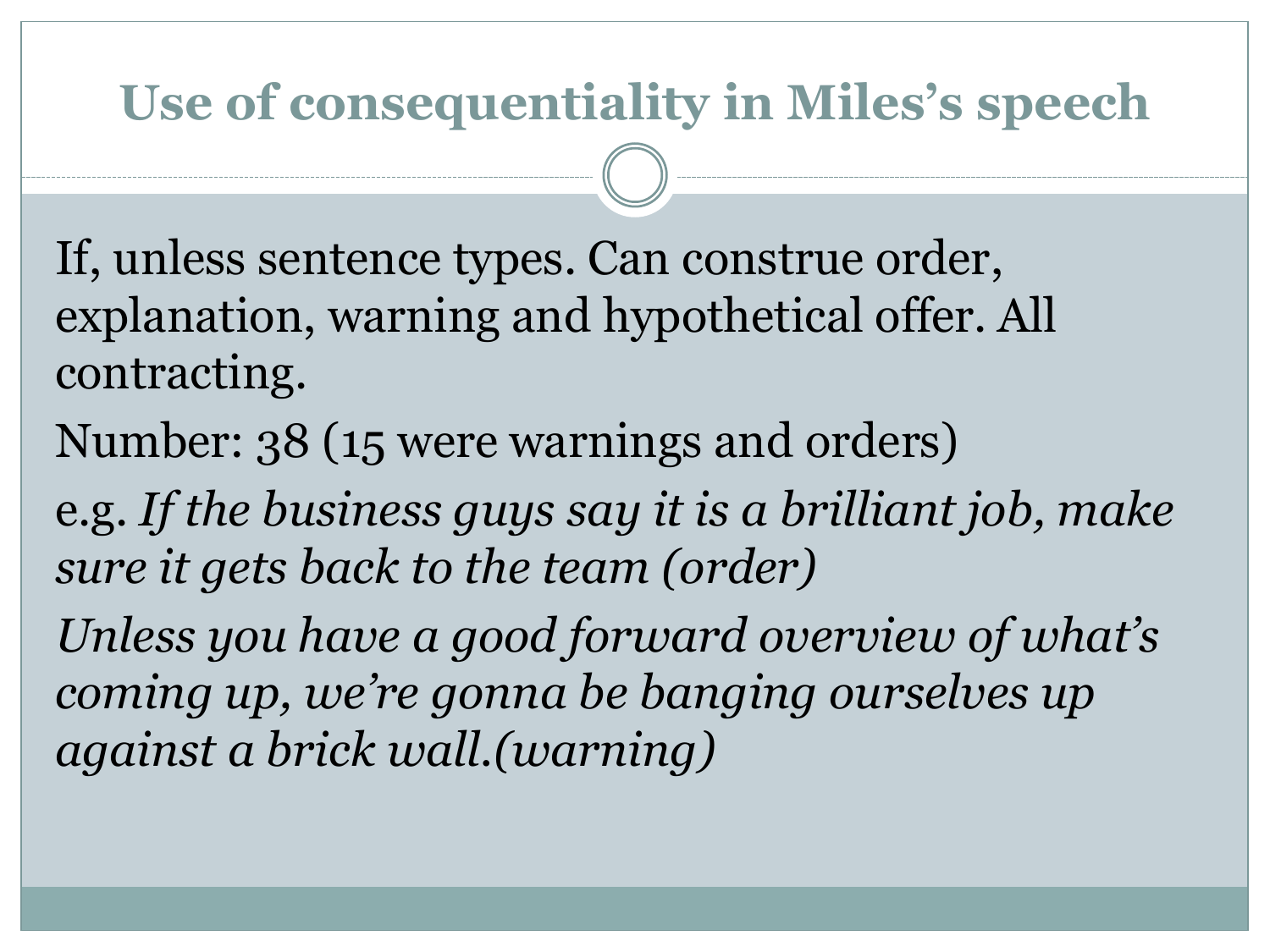# Use of consequentiality in Miles's speech

If, unless sentence types. Can construe order, explanation, warning and hypothetical offer. All contracting.

Number: 38 (15 were warnings and orders)

e.g. *If the business guys say it is a brilliant job, make sure it gets back to the team (order)*

*Unless you have a good forward overview of what's coming up, we're gonna be banging ourselves up against a brick wall.(warning)*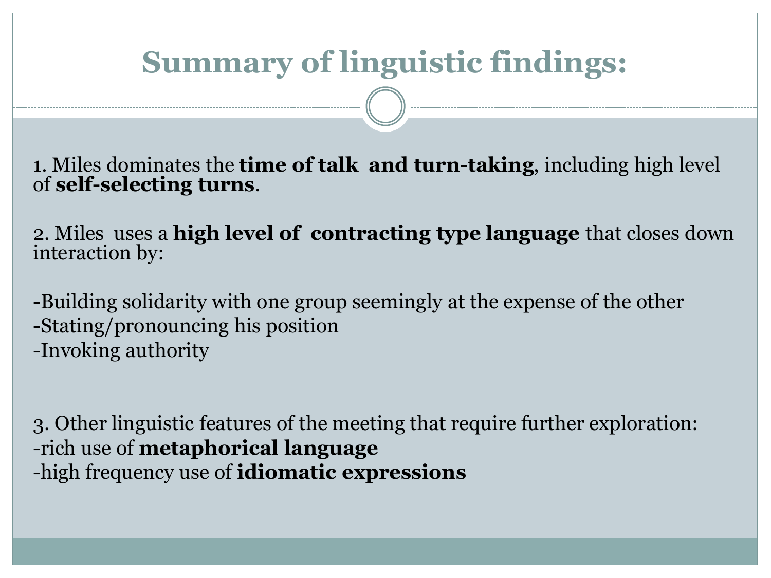# Summary of linguistic findings:

1. Miles dominates the **time of talk and turn-taking**, including high level of **self-selecting turns**.

2. Miles uses a **high level of contracting type language** that closes down interaction by:

-Building solidarity with one group seemingly at the expense of the other
-Stating/pronouncing his position
-Invoking authority

3. Other linguistic features of the meeting that require further exploration:
-rich use of **metaphorical language**
-high frequency use of **idiomatic expressions**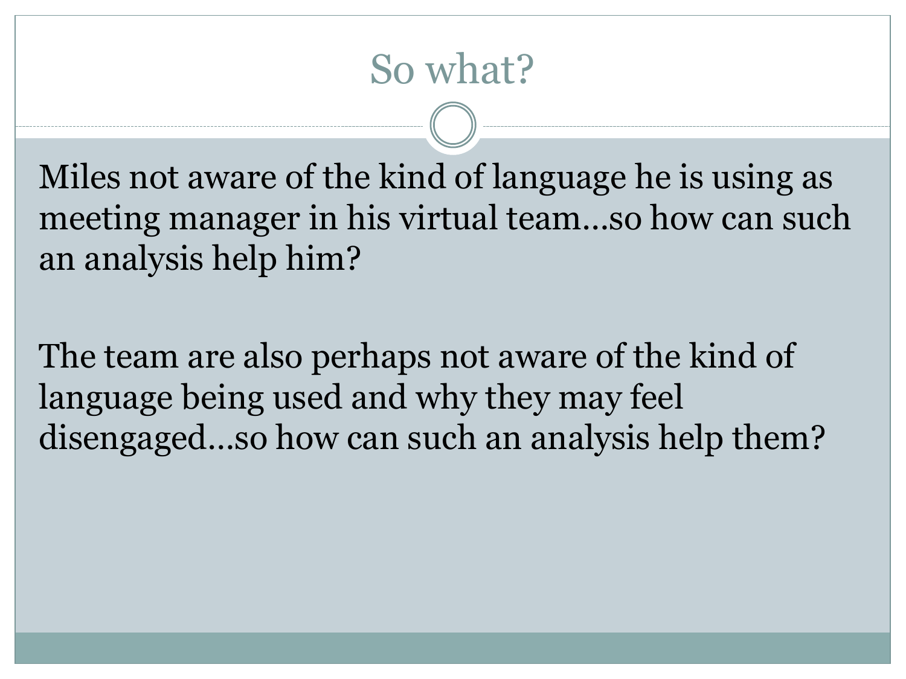# So what?

Miles not aware of the kind of language he is using as meeting manager in his virtual team…so how can such an analysis help him?

The team are also perhaps not aware of the kind of language being used and why they may feel disengaged…so how can such an analysis help them?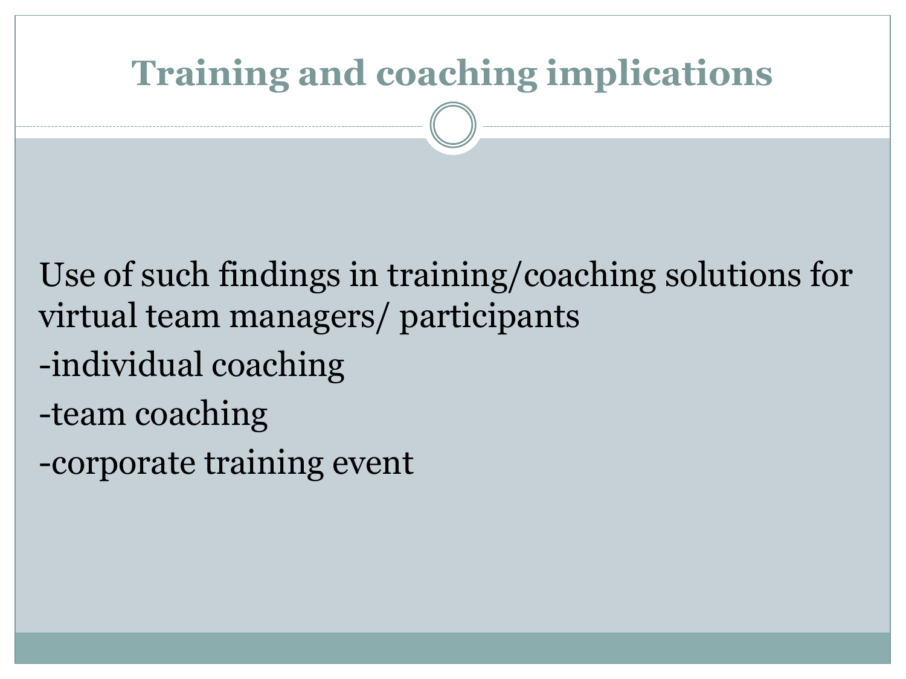# Training and coaching implications

Use of such findings in training/coaching solutions for virtual team managers/ participants

-individual coaching

-team coaching

-corporate training event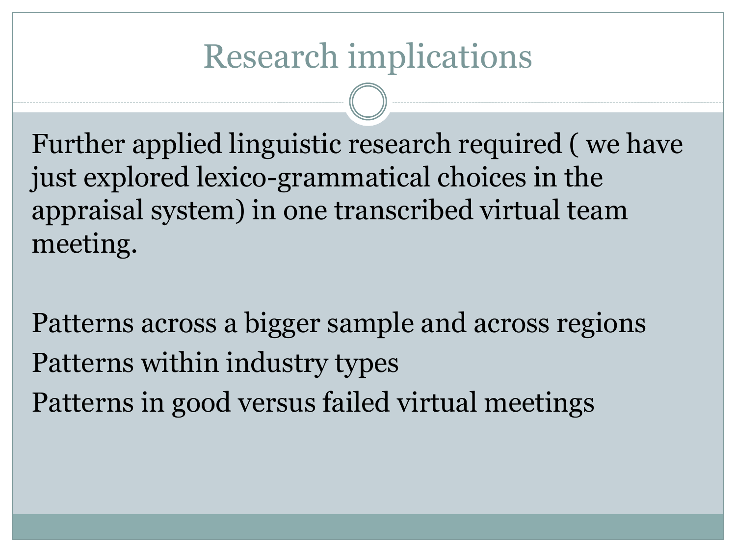# Research implications

Further applied linguistic research required ( we have just explored lexico-grammatical choices in the appraisal system) in one transcribed virtual team meeting.

Patterns across a bigger sample and across regions

Patterns within industry types

Patterns in good versus failed virtual meetings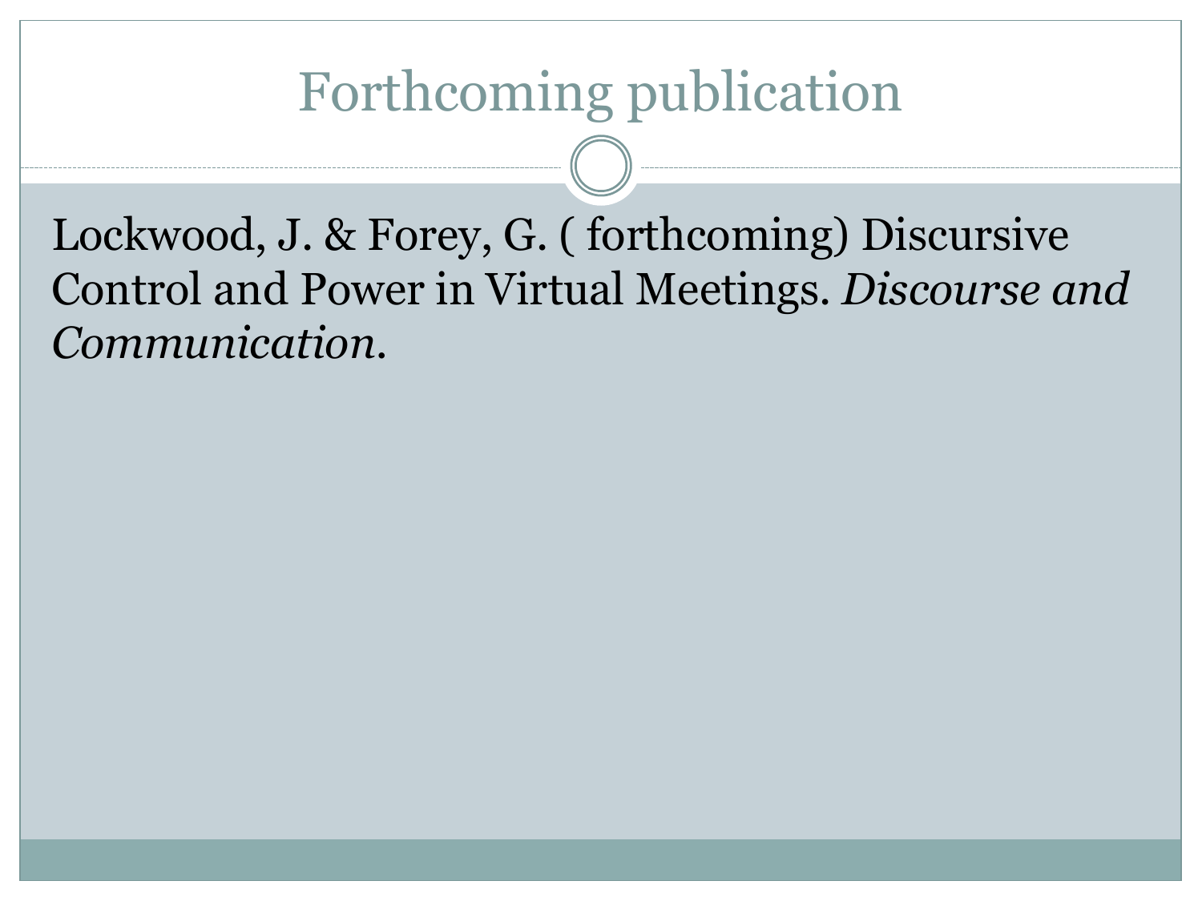# Forthcoming publication

Lockwood, J. & Forey, G. ( forthcoming) Discursive Control and Power in Virtual Meetings. *Discourse and Communication*.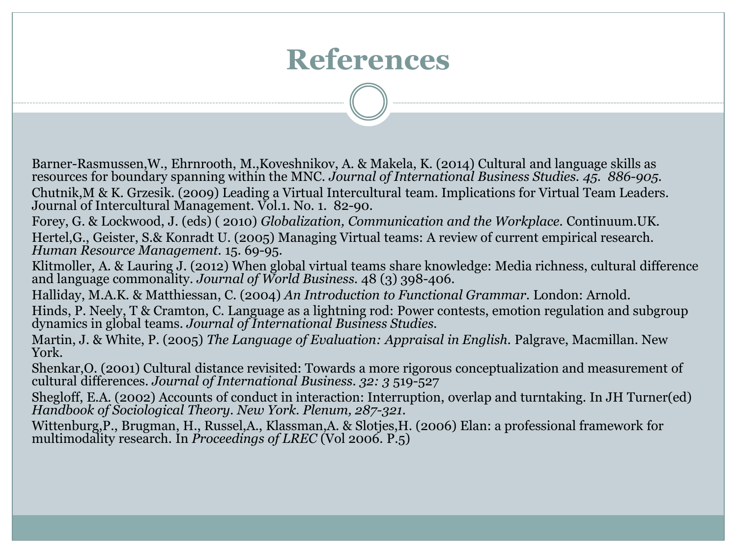# References

Barner-Rasmussen,W., Ehrnrooth, M.,Koveshnikov, A. & Makela, K. (2014) Cultural and language skills as resources for boundary spanning within the MNC. *Journal of International Business Studies. 45. 886-905.*

Chutnik,M & K. Grzesik. (2009) Leading a Virtual Intercultural team. Implications for Virtual Team Leaders. Journal of Intercultural Management. Vol.1. No. 1. 82-90.

Forey, G. & Lockwood, J. (eds) ( 2010) *Globalization, Communication and the Workplace*. Continuum.UK.

Hertel,G., Geister, S.& Konradt U. (2005) Managing Virtual teams: A review of current empirical research. *Human Resource Management*. 15. 69-95.

Klitmoller, A. & Lauring J. (2012) When global virtual teams share knowledge: Media richness, cultural difference and language commonality. *Journal of World Business*. 48 (3) 398-406.

Halliday, M.A.K. & Matthiessan, C. (2004) *An Introduction to Functional Grammar*. London: Arnold.

Hinds, P. Neely, T & Cramton, C. Language as a lightning rod: Power contests, emotion regulation and subgroup dynamics in global teams. *Journal of International Business Studies.*

Martin, J. & White, P. (2005) *The Language of Evaluation: Appraisal in English*. Palgrave, Macmillan. New York.

Shenkar,O. (2001) Cultural distance revisited: Towards a more rigorous conceptualization and measurement of cultural differences. *Journal of International Business. 32: 3* 519-527

Shegloff, E.A. (2002) Accounts of conduct in interaction: Interruption, overlap and turntaking. In JH Turner(ed) *Handbook of Sociological Theory. New York. Plenum, 287-321.*

Wittenburg,P., Brugman, H., Russel,A., Klassman,A. & Slotjes,H. (2006) Elan: a professional framework for multimodality research. In *Proceedings of LREC* (Vol 2006. P.5)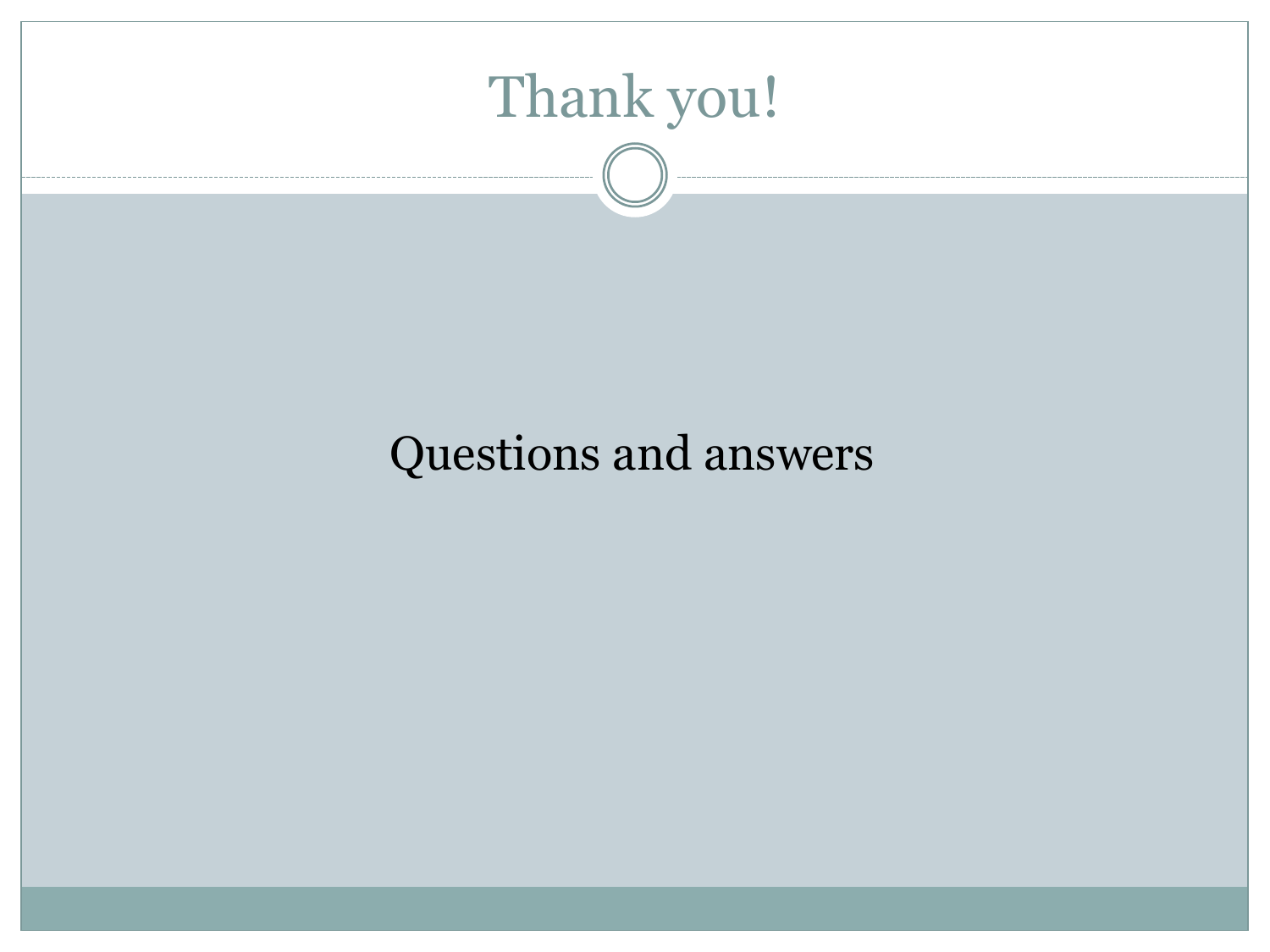# Thank you!

Questions and answers